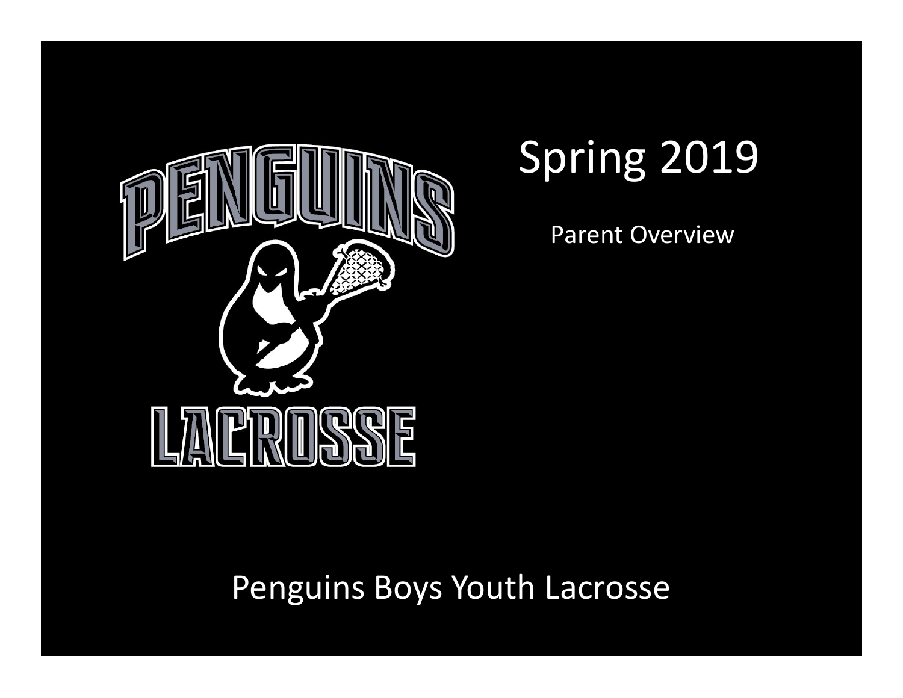# Spring 2019

Parent Overview

Penguins Boys Youth Lacrosse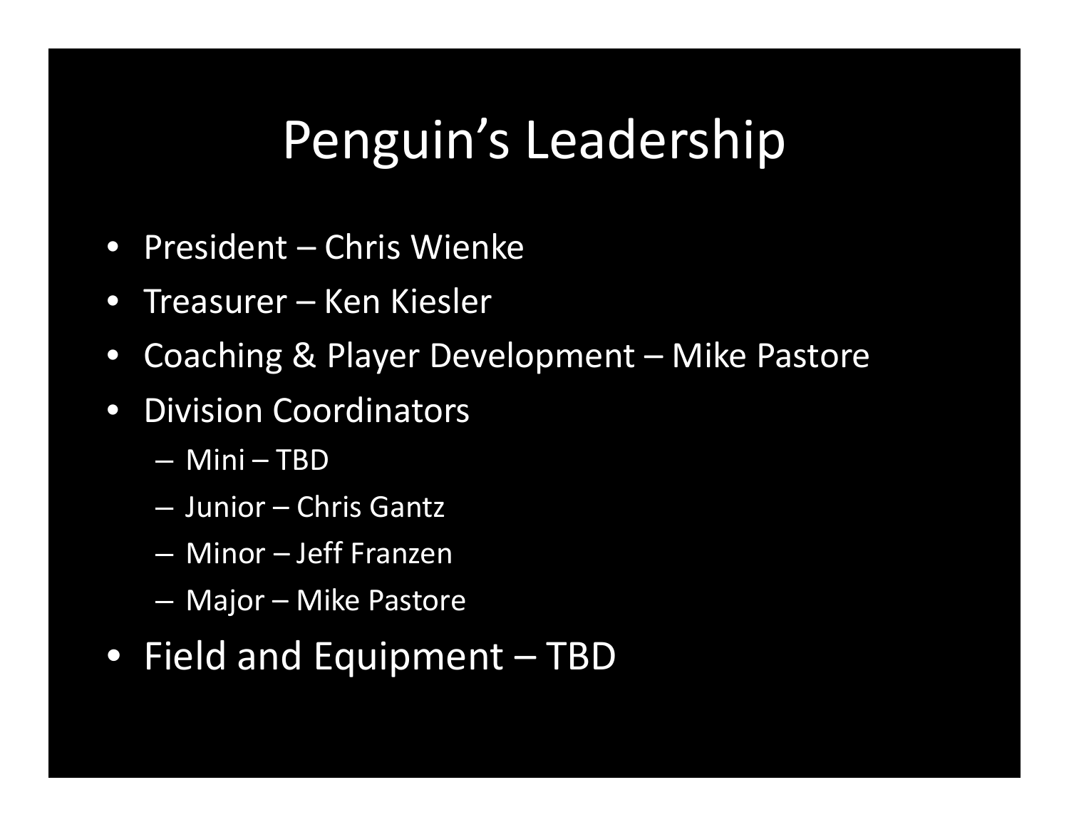# Penguin's Leadership

- President – Chris Wienke
- Treasurer – Ken Kiesler
- Coaching & Player Development – Mike Pastore
- Division Coordinators
  - Mini – TBD
  - Junior – Chris Gantz
  - Minor – Jeff Franzen
  - Major – Mike Pastore
- Field and Equipment – TBD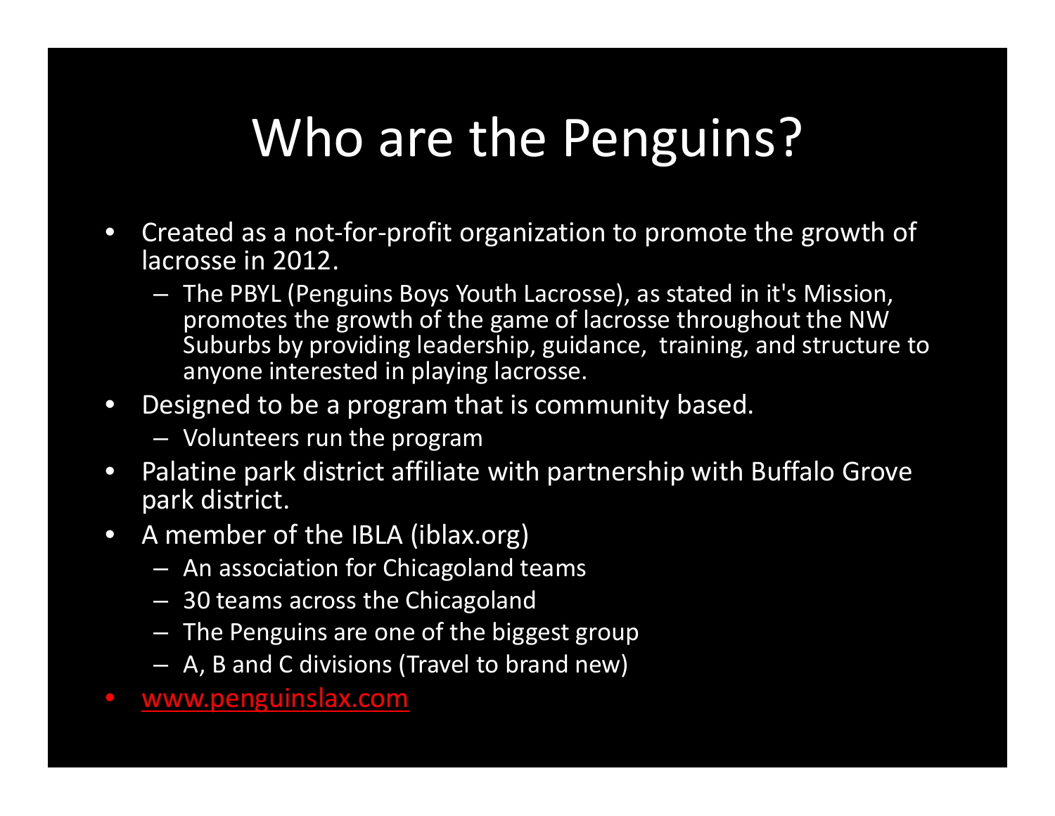# Who are the Penguins?

- Created as a not-for-profit organization to promote the growth of lacrosse in 2012.
  - The PBYL (Penguins Boys Youth Lacrosse), as stated in it's Mission, promotes the growth of the game of lacrosse throughout the NW Suburbs by providing leadership, guidance, training, and structure to anyone interested in playing lacrosse.
- Designed to be a program that is community based.
  - Volunteers run the program
- Palatine park district affiliate with partnership with Buffalo Grove park district.
- A member of the IBLA (iblax.org)
  - An association for Chicagoland teams
  - 30 teams across the Chicagoland
  - The Penguins are one of the biggest group
  - A, B and C divisions (Travel to brand new)
- www.penguinslax.com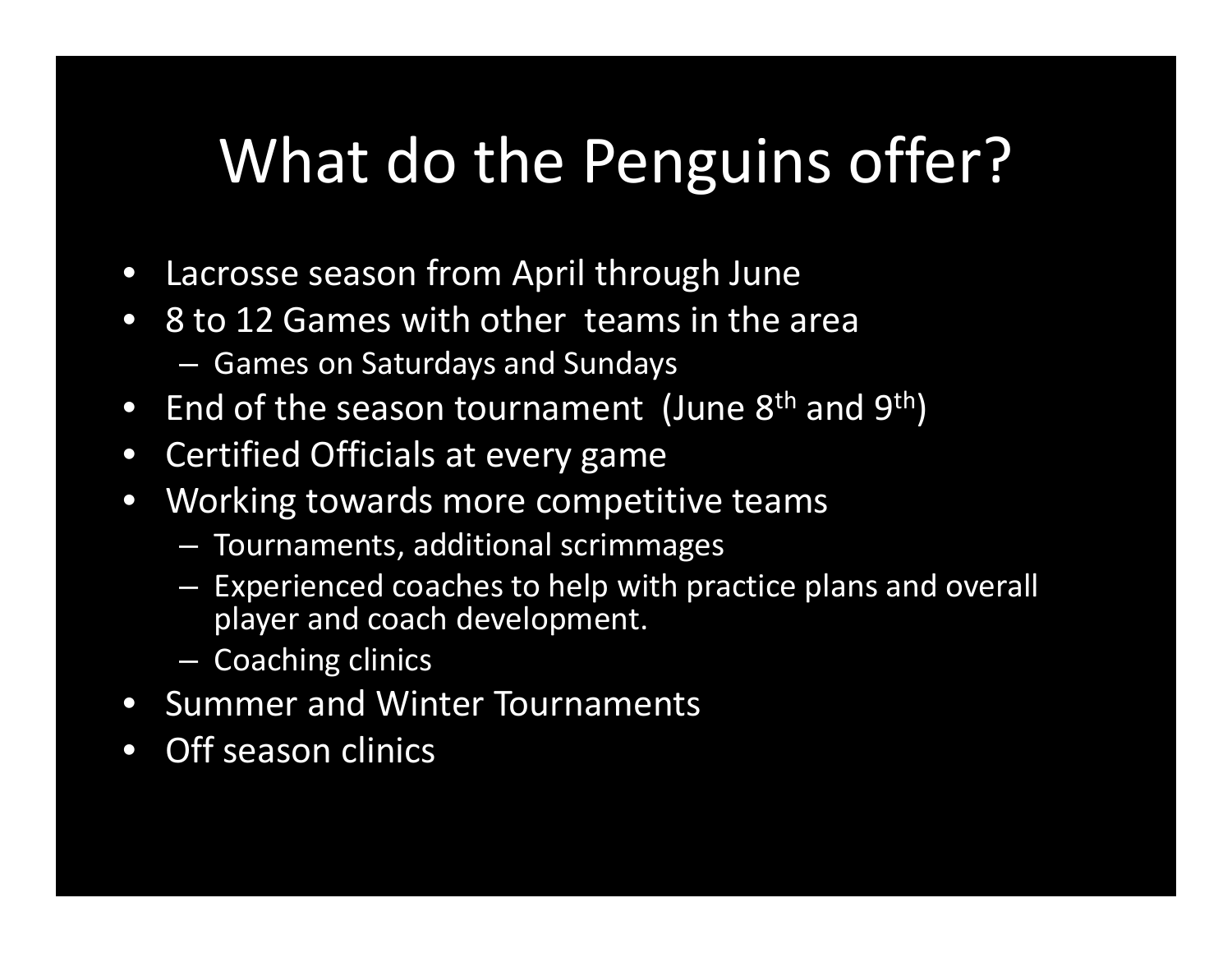# What do the Penguins offer?

- Lacrosse season from April through June
- 8 to 12 Games with other teams in the area
  - Games on Saturdays and Sundays
- End of the season tournament (June 8th and 9th)
- Certified Officials at every game
- Working towards more competitive teams
  - Tournaments, additional scrimmages
  - Experienced coaches to help with practice plans and overall player and coach development.
  - Coaching clinics
- Summer and Winter Tournaments
- Off season clinics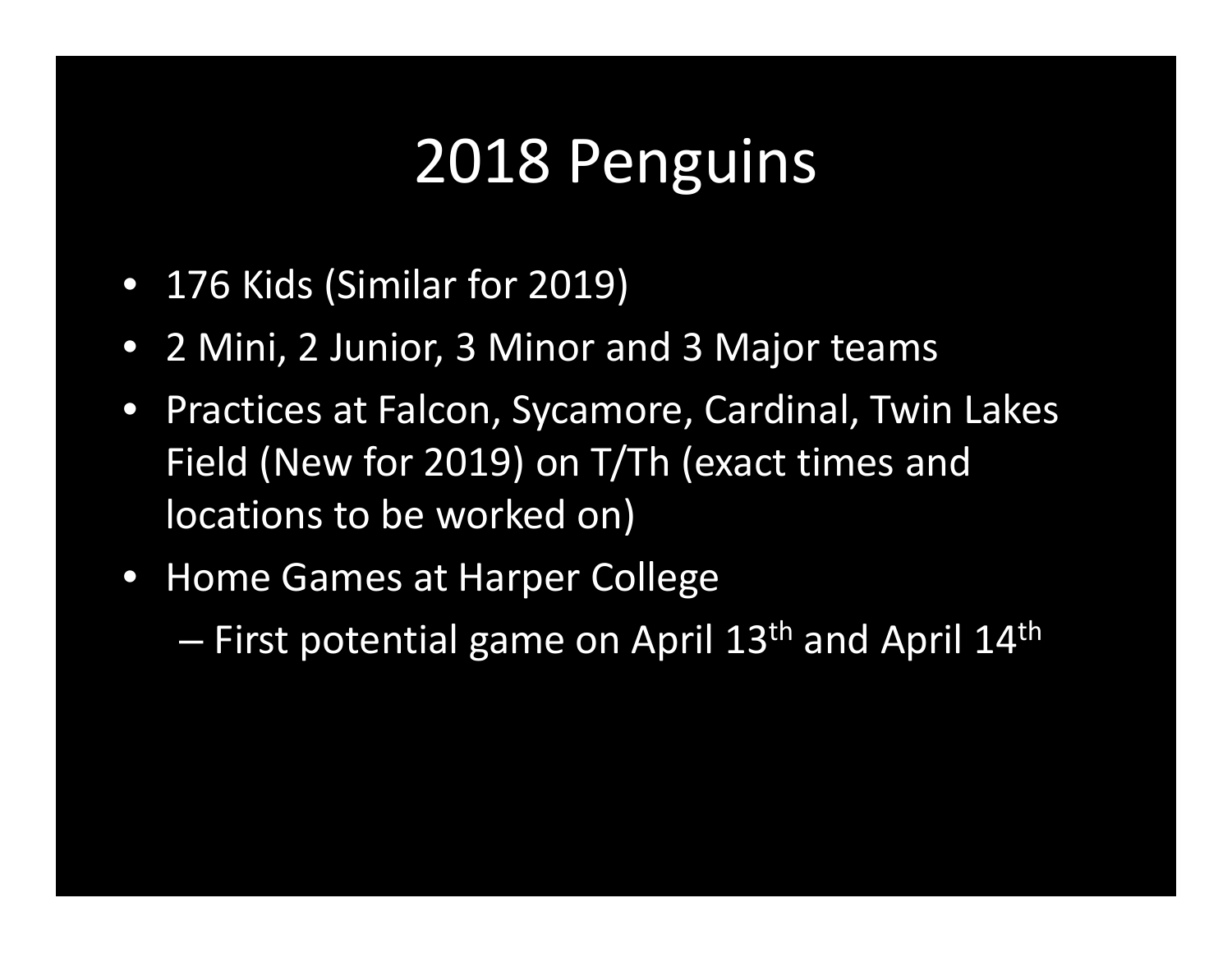# 2018 Penguins

- 176 Kids (Similar for 2019)
- 2 Mini, 2 Junior, 3 Minor and 3 Major teams
- Practices at Falcon, Sycamore, Cardinal, Twin Lakes Field (New for 2019) on T/Th (exact times and locations to be worked on)
- Home Games at Harper College
  - First potential game on April 13th and April 14th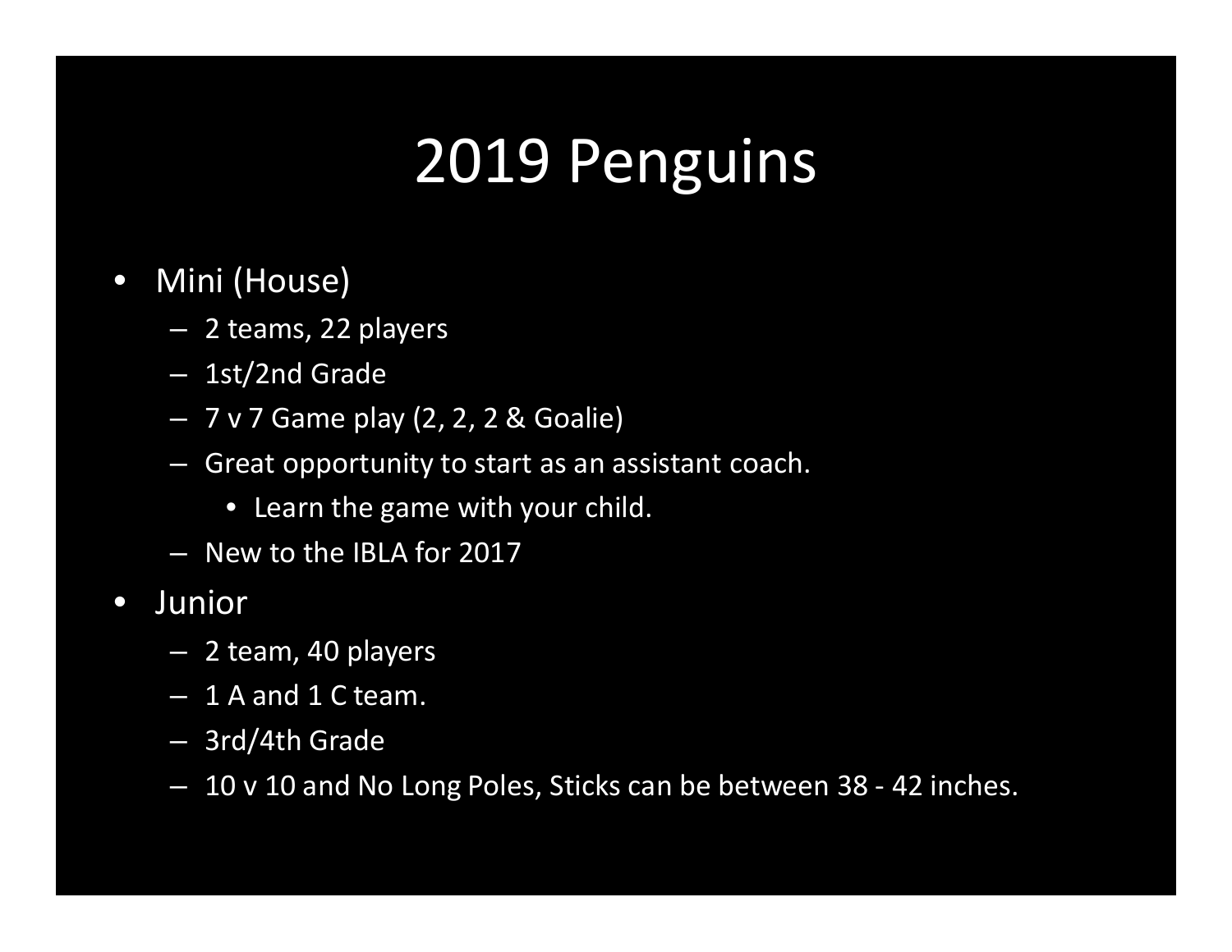# 2019 Penguins

- Mini (House)
  - 2 teams, 22 players
  - 1st/2nd Grade
  - 7 v 7 Game play (2, 2, 2 & Goalie)
  - Great opportunity to start as an assistant coach.
    - Learn the game with your child.
  - New to the IBLA for 2017
- Junior
  - 2 team, 40 players
  - 1 A and 1 C team.
  - 3rd/4th Grade
  - 10 v 10 and No Long Poles, Sticks can be between 38 - 42 inches.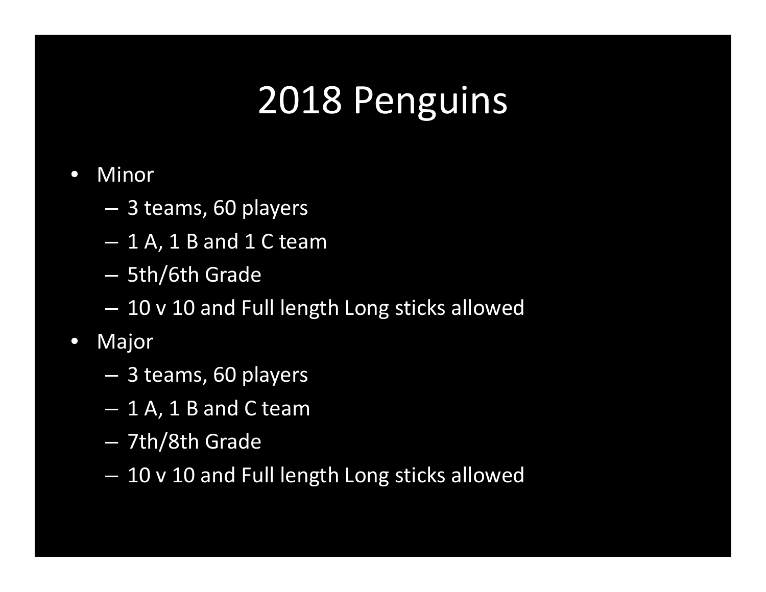# 2018 Penguins

- Minor
  - 3 teams, 60 players
  - 1 A, 1 B and 1 C team
  - 5th/6th Grade
  - 10 v 10 and Full length Long sticks allowed
- Major
  - 3 teams, 60 players
  - 1 A, 1 B and C team
  - 7th/8th Grade
  - 10 v 10 and Full length Long sticks allowed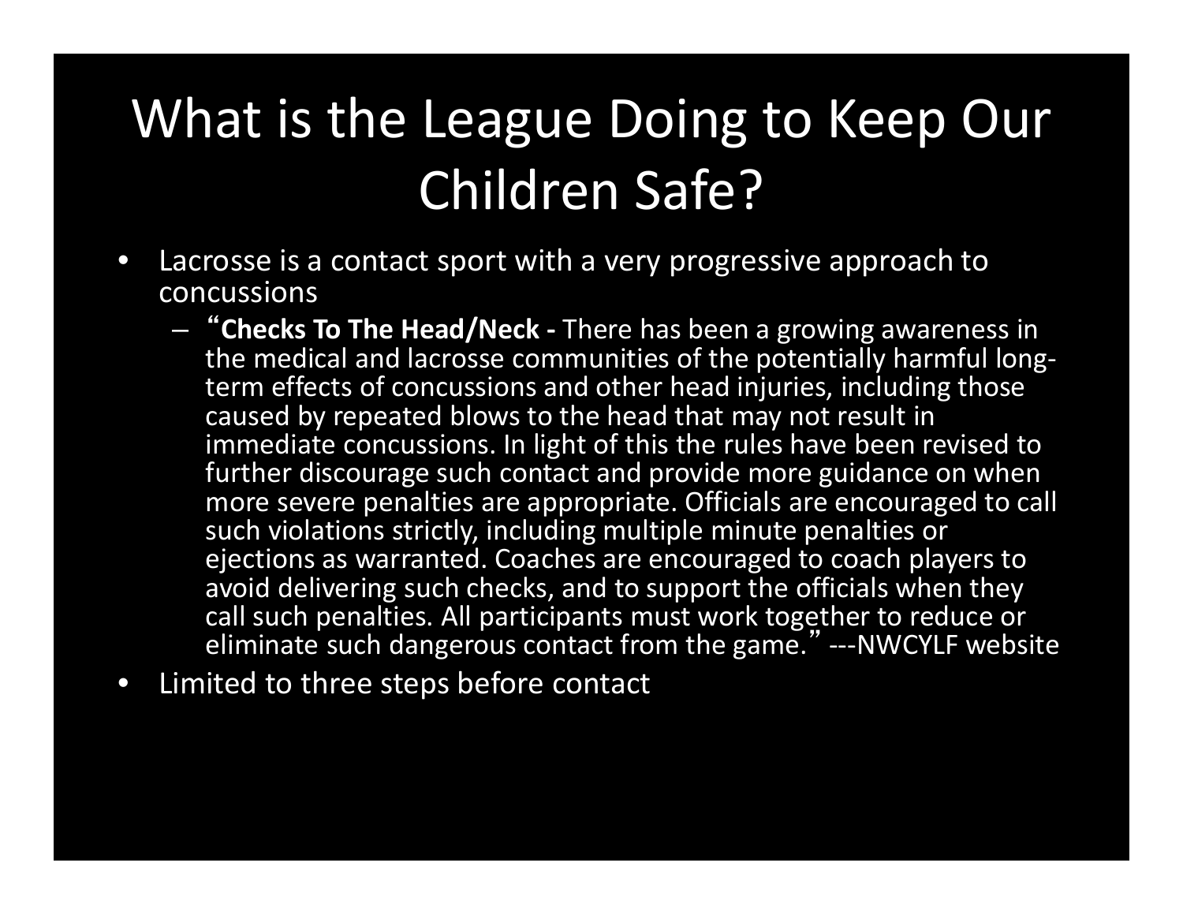# What is the League Doing to Keep Our Children Safe?

- Lacrosse is a contact sport with a very progressive approach to concussions
  - "**Checks To The Head/Neck -** There has been a growing awareness in the medical and lacrosse communities of the potentially harmful long-term effects of concussions and other head injuries, including those caused by repeated blows to the head that may not result in immediate concussions. In light of this the rules have been revised to further discourage such contact and provide more guidance on when more severe penalties are appropriate. Officials are encouraged to call such violations strictly, including multiple minute penalties or ejections as warranted. Coaches are encouraged to coach players to avoid delivering such checks, and to support the officials when they call such penalties. All participants must work together to reduce or eliminate such dangerous contact from the game." ---NWCYLF website
- Limited to three steps before contact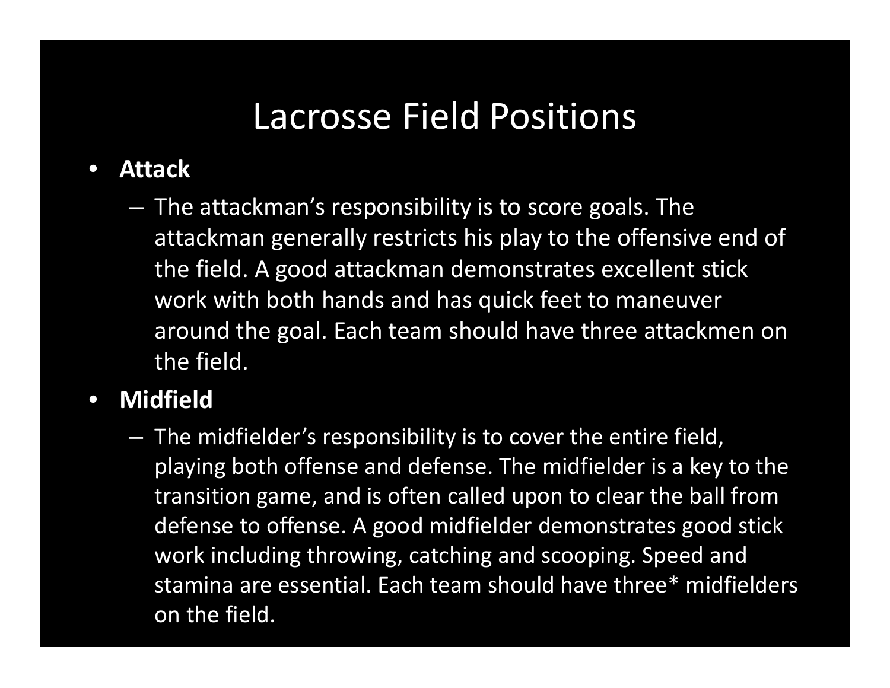# Lacrosse Field Positions

- **Attack**
  - The attackman's responsibility is to score goals. The attackman generally restricts his play to the offensive end of the field. A good attackman demonstrates excellent stick work with both hands and has quick feet to maneuver around the goal. Each team should have three attackmen on the field.
- **Midfield**
  - The midfielder's responsibility is to cover the entire field, playing both offense and defense. The midfielder is a key to the transition game, and is often called upon to clear the ball from defense to offense. A good midfielder demonstrates good stick work including throwing, catching and scooping. Speed and stamina are essential. Each team should have three* midfielders on the field.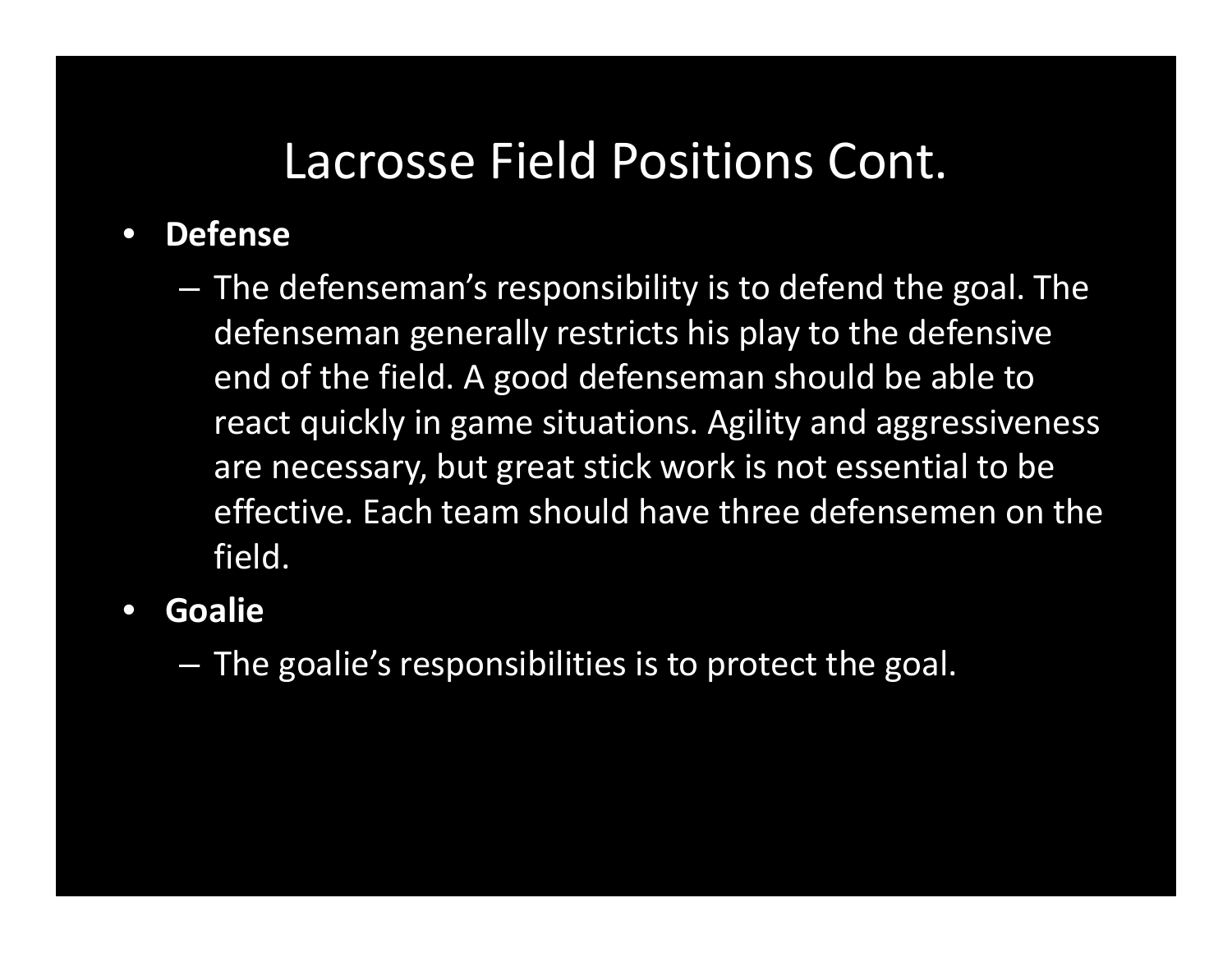# Lacrosse Field Positions Cont.

- **Defense**
  - The defenseman's responsibility is to defend the goal. The defenseman generally restricts his play to the defensive end of the field. A good defenseman should be able to react quickly in game situations. Agility and aggressiveness are necessary, but great stick work is not essential to be effective. Each team should have three defensemen on the field.
- **Goalie**
  - The goalie's responsibilities is to protect the goal.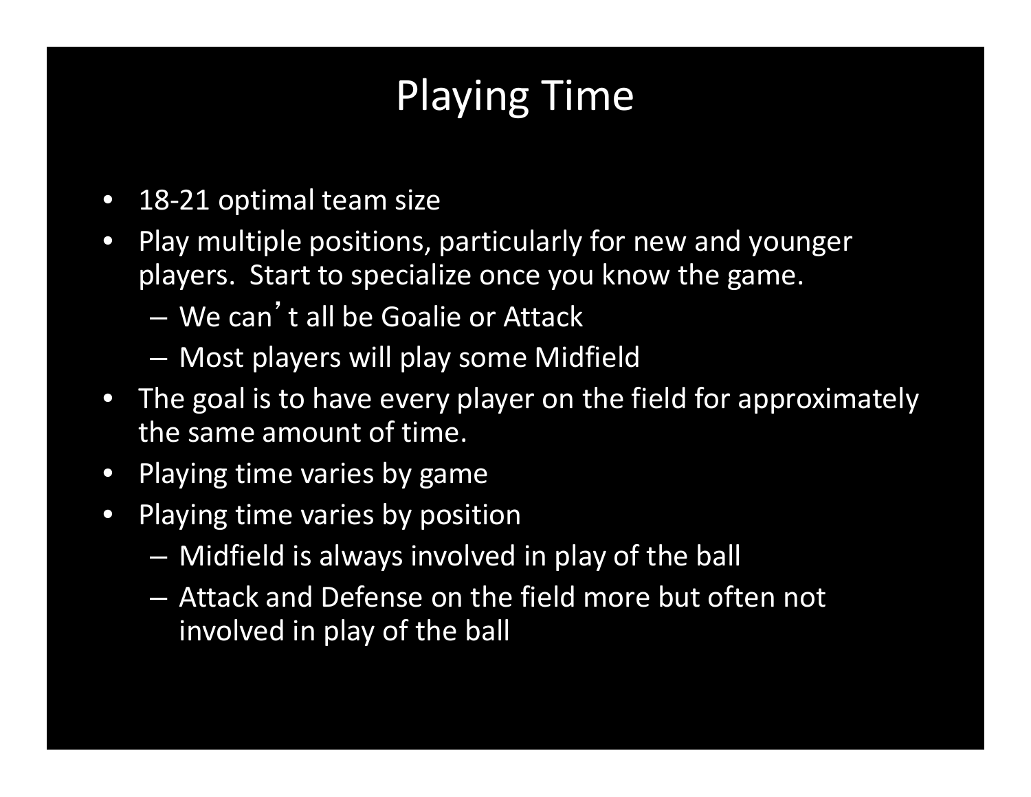# Playing Time

- 18-21 optimal team size
- Play multiple positions, particularly for new and younger players. Start to specialize once you know the game.
  - We can't all be Goalie or Attack
  - Most players will play some Midfield
- The goal is to have every player on the field for approximately the same amount of time.
- Playing time varies by game
- Playing time varies by position
  - Midfield is always involved in play of the ball
  - Attack and Defense on the field more but often not involved in play of the ball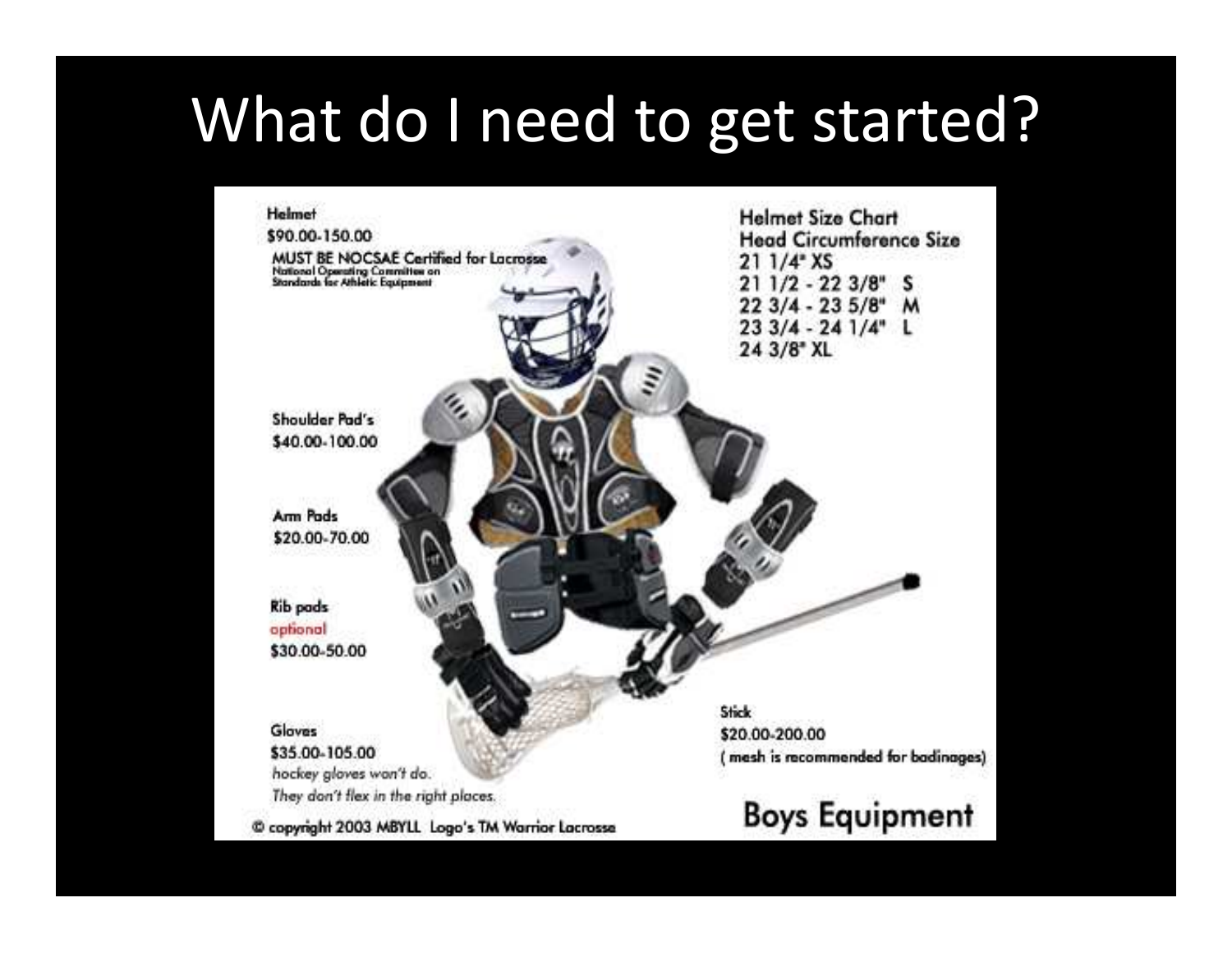# What do I need to get started?

Helmet
$90.00-150.00
MUST BE NOCSAE Certified for Lacrosse
National Operating Committee on Standards for Athletic Equipment

Helmet Size Chart

| Head Circumference | Size |
| --- | --- |
| 21 1/4" | XS |
| 21 1/2 - 22 3/8" | S |
| 22 3/4 - 23 5/8" | M |
| 23 3/4 - 24 1/4" | L |
| 24 3/8" | XL |

Shoulder Pad's
$40.00-100.00

Arm Pads
$20.00-70.00

Rib pads
optional
$30.00-50.00

Gloves
$35.00-105.00
*hockey gloves won't do. They don't flex in the right places.*

Stick
$20.00-200.00
( mesh is recommended for badinages)

Boys Equipment

© copyright 2003 MBYLL Logo's TM Warrior Lacrosse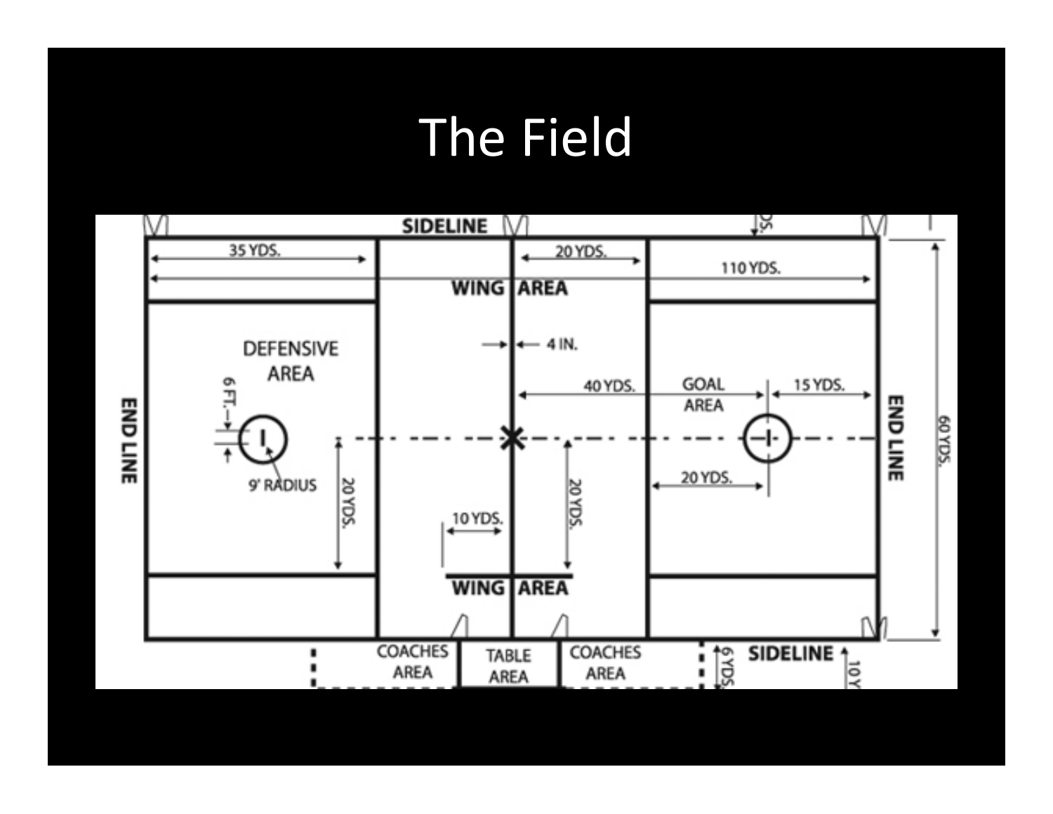# The Field

SIDELINE

35 YDS.

20 YDS.

110 YDS.

WING AREA

DEFENSIVE AREA

4 IN.

40 YDS.

GOAL AREA

15 YDS.

END LINE

6 FT.

9' RADIUS

20 YDS.

20 YDS.

20 YDS.

60 YDS.

10 YDS.

WING AREA

END LINE

COACHES AREA

TABLE AREA

COACHES AREA

6 YDS.

SIDELINE

10 Y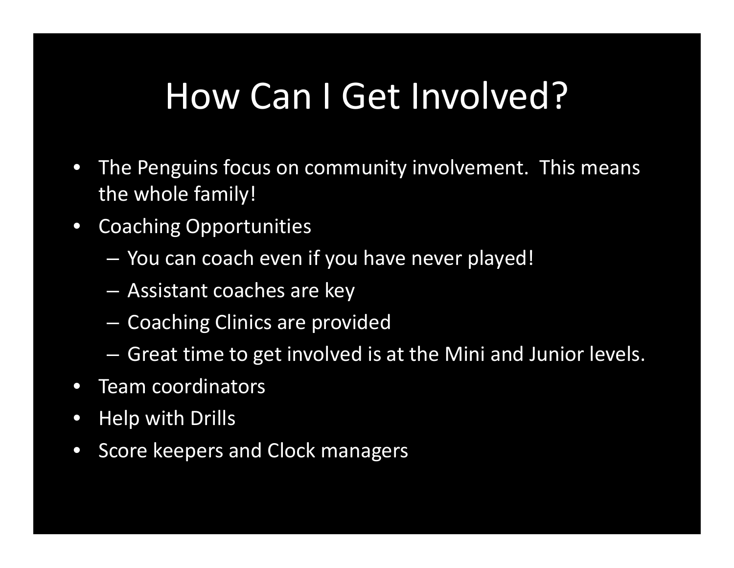# How Can I Get Involved?

- The Penguins focus on community involvement. This means the whole family!
- Coaching Opportunities
  - You can coach even if you have never played!
  - Assistant coaches are key
  - Coaching Clinics are provided
  - Great time to get involved is at the Mini and Junior levels.
- Team coordinators
- Help with Drills
- Score keepers and Clock managers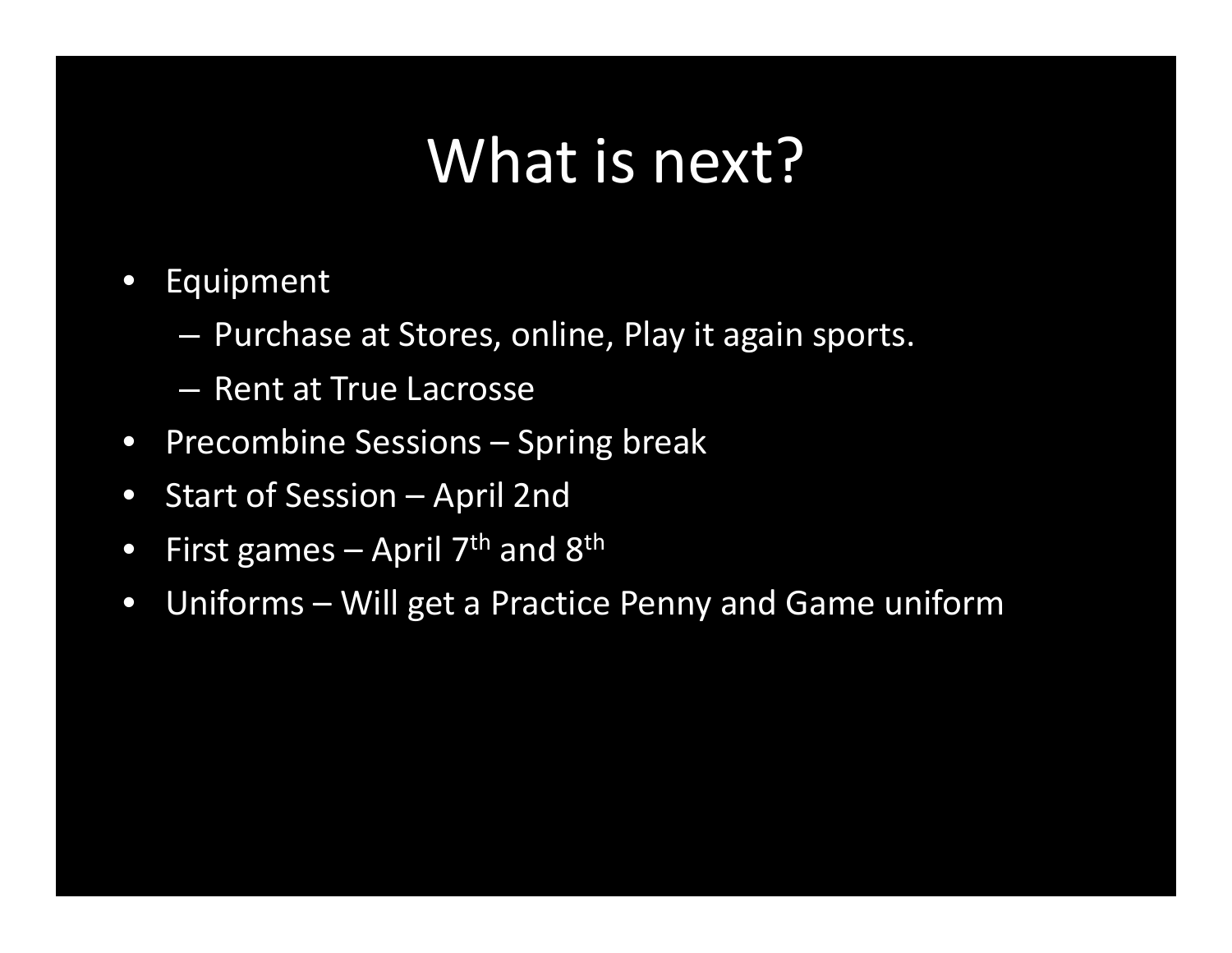# What is next?

- Equipment
  - Purchase at Stores, online, Play it again sports.
  - Rent at True Lacrosse
- Precombine Sessions – Spring break
- Start of Session – April 2nd
- First games – April 7th and 8th
- Uniforms – Will get a Practice Penny and Game uniform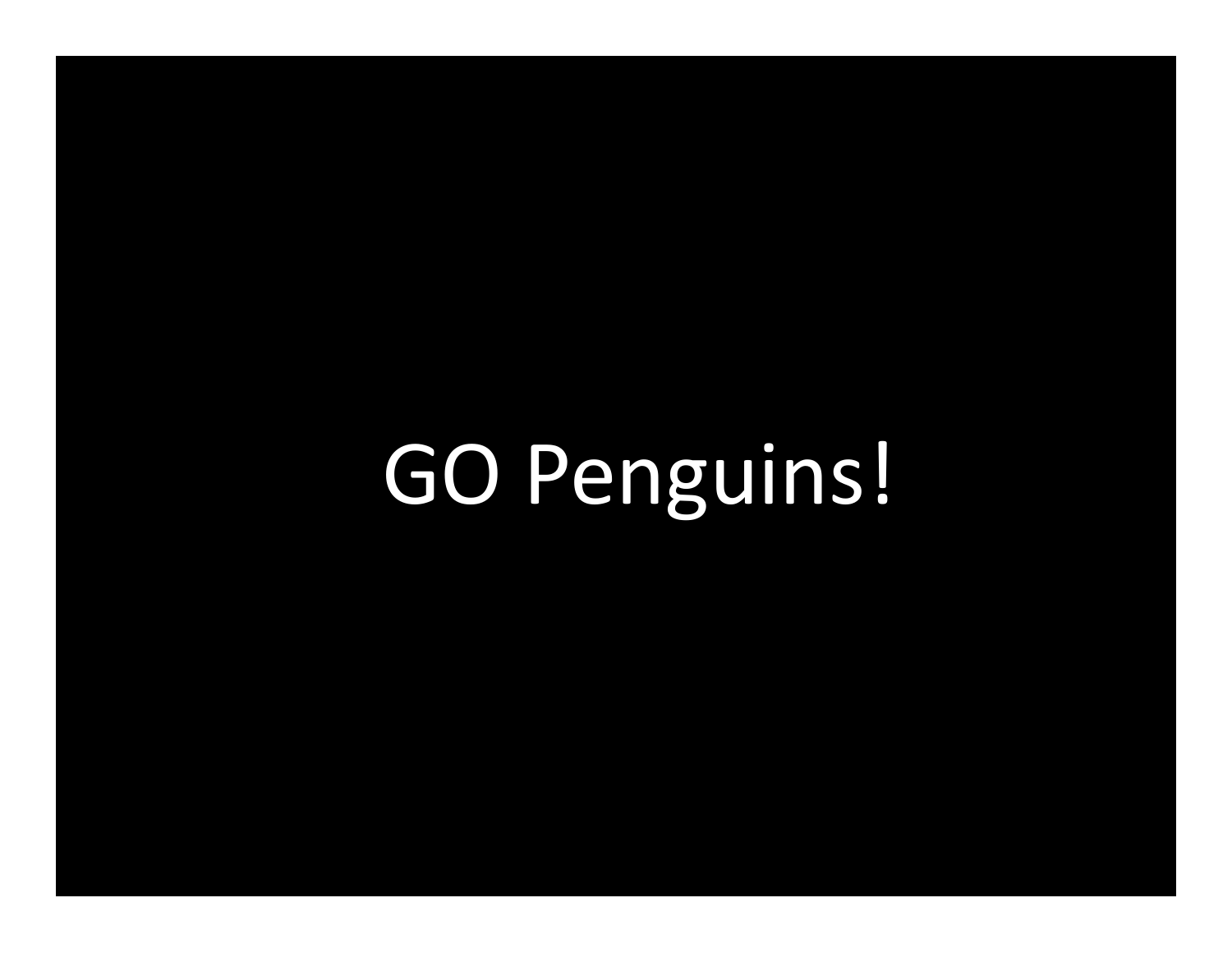GO Penguins!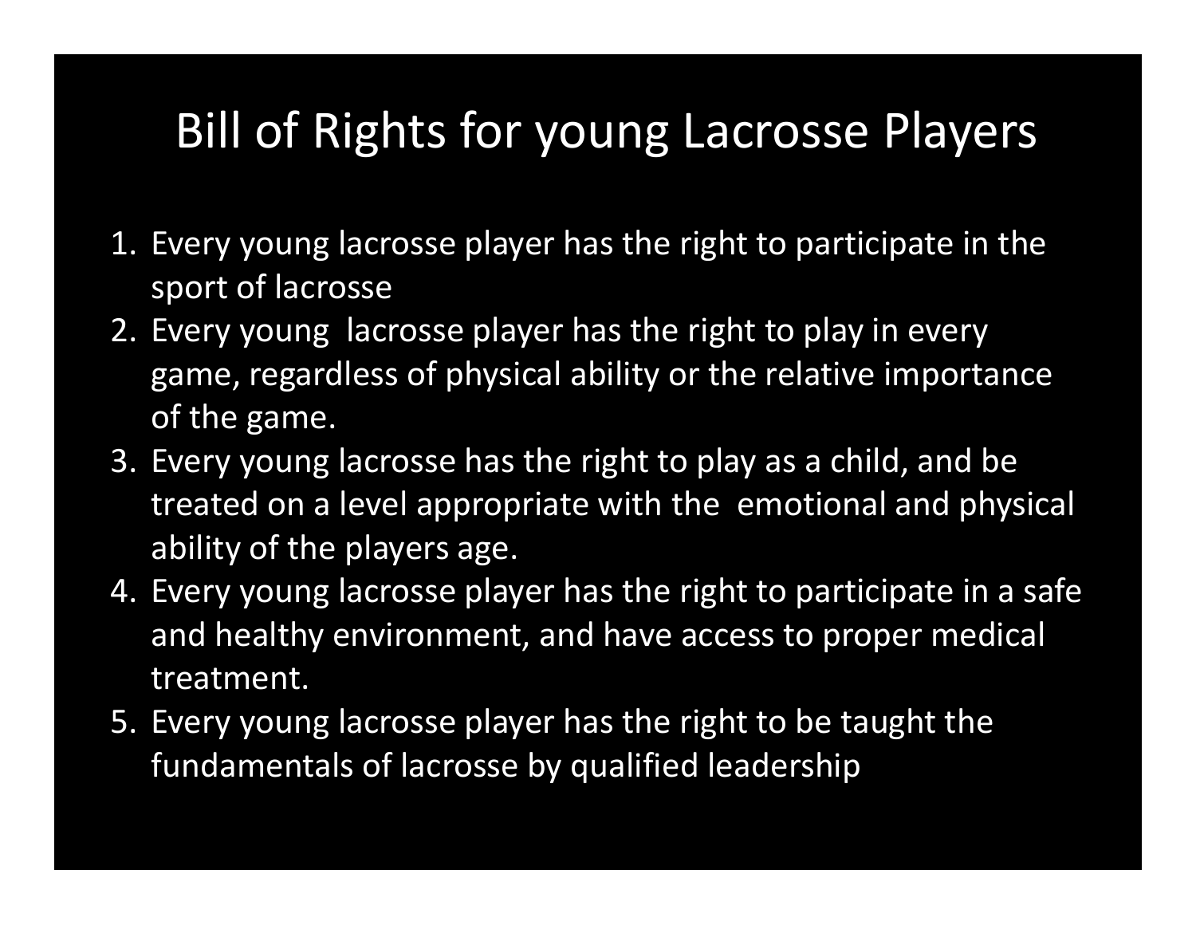# Bill of Rights for young Lacrosse Players

1. Every young lacrosse player has the right to participate in the sport of lacrosse
2. Every young lacrosse player has the right to play in every game, regardless of physical ability or the relative importance of the game.
3. Every young lacrosse has the right to play as a child, and be treated on a level appropriate with the emotional and physical ability of the players age.
4. Every young lacrosse player has the right to participate in a safe and healthy environment, and have access to proper medical treatment.
5. Every young lacrosse player has the right to be taught the fundamentals of lacrosse by qualified leadership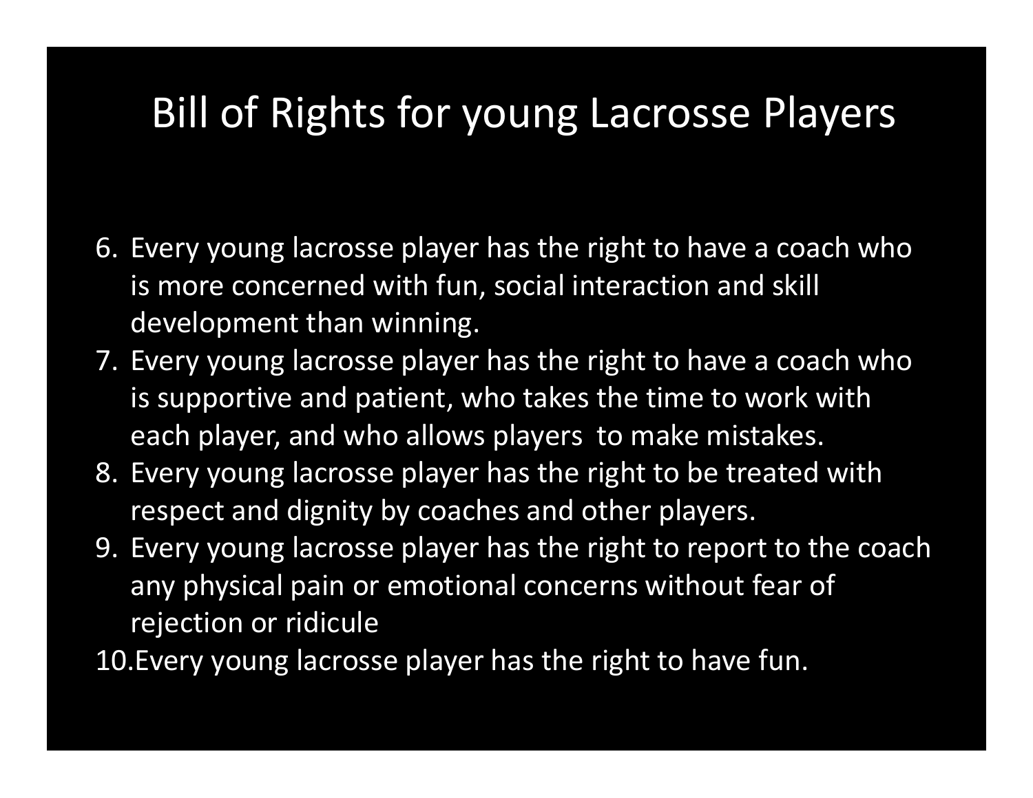# Bill of Rights for young Lacrosse Players

6. Every young lacrosse player has the right to have a coach who is more concerned with fun, social interaction and skill development than winning.
7. Every young lacrosse player has the right to have a coach who is supportive and patient, who takes the time to work with each player, and who allows players to make mistakes.
8. Every young lacrosse player has the right to be treated with respect and dignity by coaches and other players.
9. Every young lacrosse player has the right to report to the coach any physical pain or emotional concerns without fear of rejection or ridicule
10. Every young lacrosse player has the right to have fun.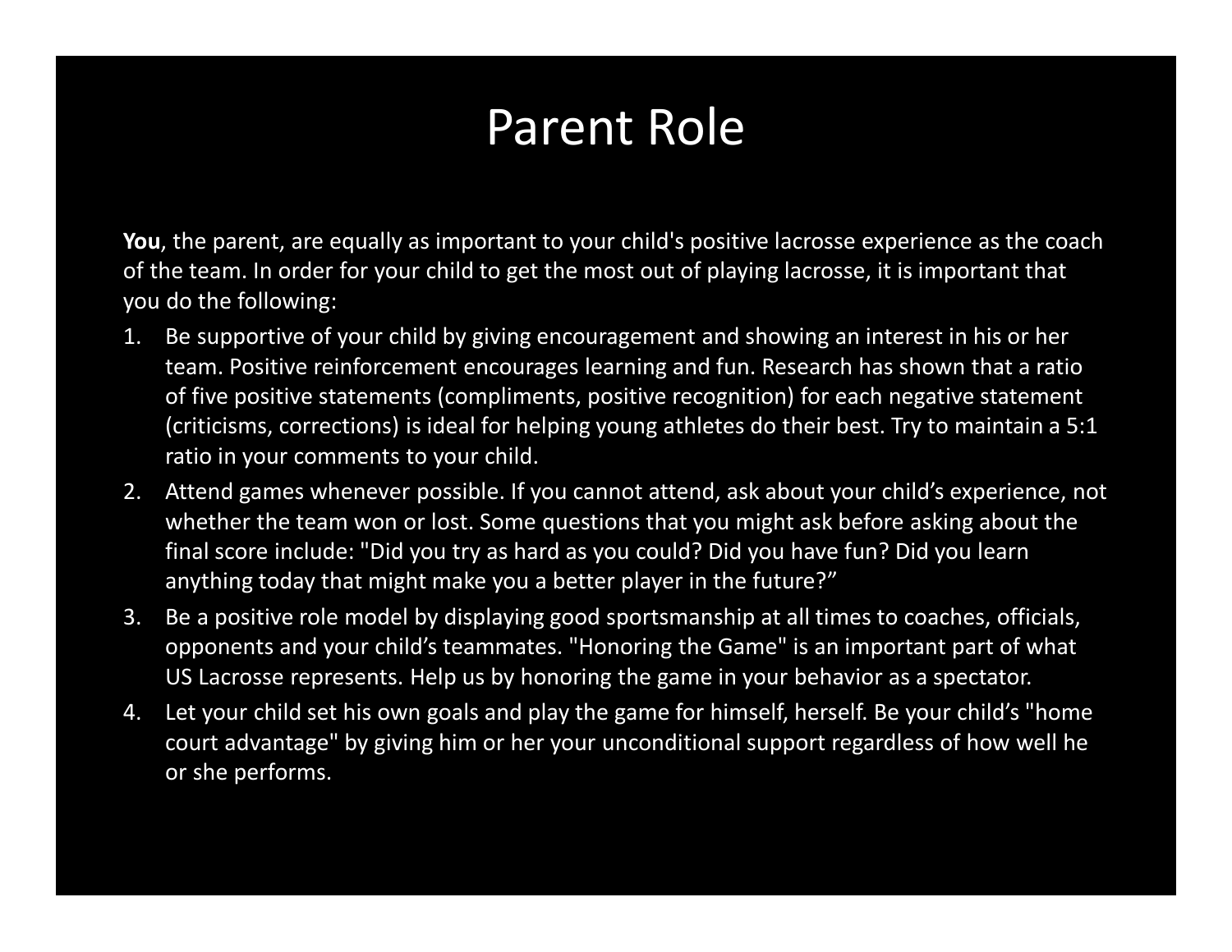# Parent Role

**You**, the parent, are equally as important to your child's positive lacrosse experience as the coach of the team. In order for your child to get the most out of playing lacrosse, it is important that you do the following:

1. Be supportive of your child by giving encouragement and showing an interest in his or her team. Positive reinforcement encourages learning and fun. Research has shown that a ratio of five positive statements (compliments, positive recognition) for each negative statement (criticisms, corrections) is ideal for helping young athletes do their best. Try to maintain a 5:1 ratio in your comments to your child.
2. Attend games whenever possible. If you cannot attend, ask about your child's experience, not whether the team won or lost. Some questions that you might ask before asking about the final score include: "Did you try as hard as you could? Did you have fun? Did you learn anything today that might make you a better player in the future?"
3. Be a positive role model by displaying good sportsmanship at all times to coaches, officials, opponents and your child's teammates. "Honoring the Game" is an important part of what US Lacrosse represents. Help us by honoring the game in your behavior as a spectator.
4. Let your child set his own goals and play the game for himself, herself. Be your child's "home court advantage" by giving him or her your unconditional support regardless of how well he or she performs.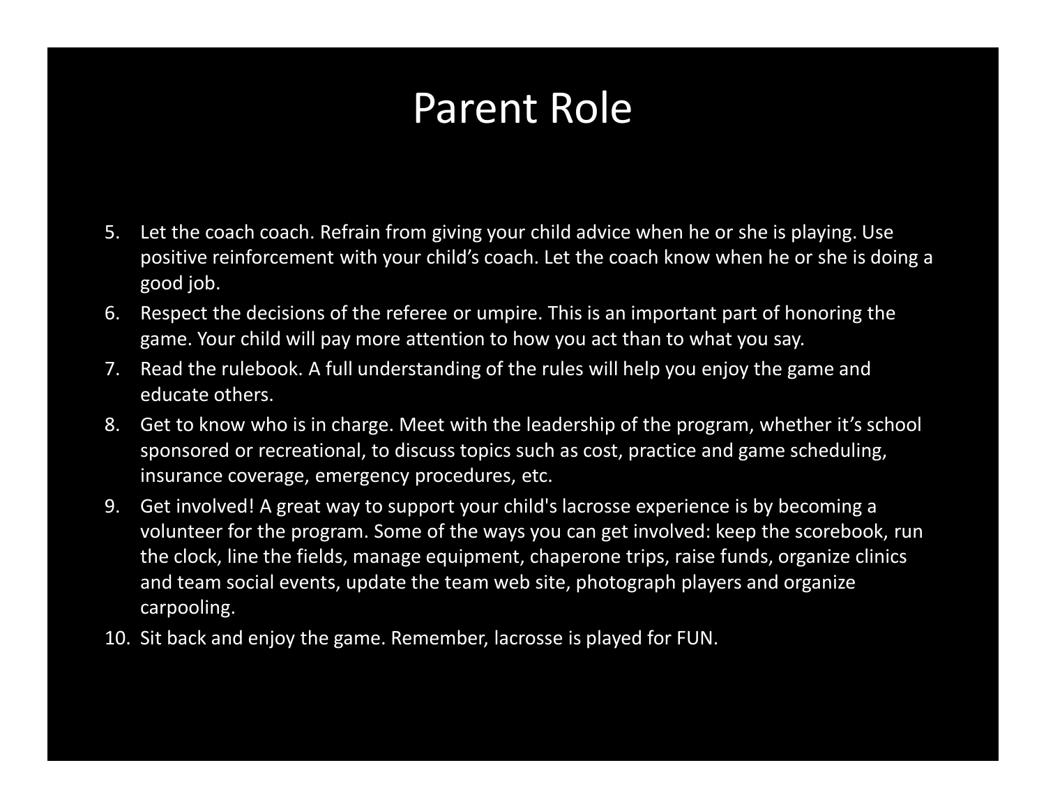# Parent Role

5. Let the coach coach. Refrain from giving your child advice when he or she is playing. Use positive reinforcement with your child's coach. Let the coach know when he or she is doing a good job.
6. Respect the decisions of the referee or umpire. This is an important part of honoring the game. Your child will pay more attention to how you act than to what you say.
7. Read the rulebook. A full understanding of the rules will help you enjoy the game and educate others.
8. Get to know who is in charge. Meet with the leadership of the program, whether it's school sponsored or recreational, to discuss topics such as cost, practice and game scheduling, insurance coverage, emergency procedures, etc.
9. Get involved! A great way to support your child's lacrosse experience is by becoming a volunteer for the program. Some of the ways you can get involved: keep the scorebook, run the clock, line the fields, manage equipment, chaperone trips, raise funds, organize clinics and team social events, update the team web site, photograph players and organize carpooling.
10. Sit back and enjoy the game. Remember, lacrosse is played for FUN.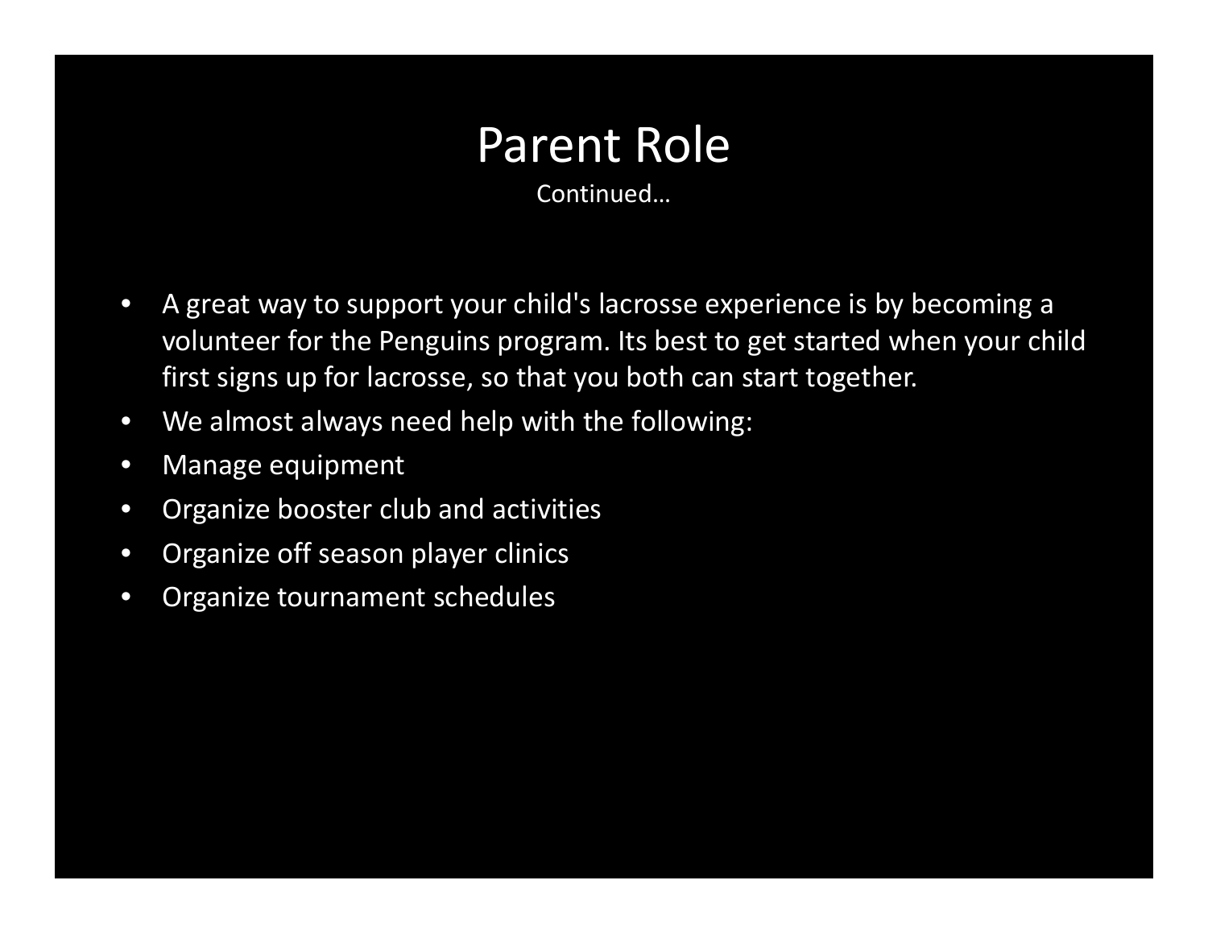# Parent Role

Continued…

- A great way to support your child's lacrosse experience is by becoming a volunteer for the Penguins program. Its best to get started when your child first signs up for lacrosse, so that you both can start together.
- We almost always need help with the following:
- Manage equipment
- Organize booster club and activities
- Organize off season player clinics
- Organize tournament schedules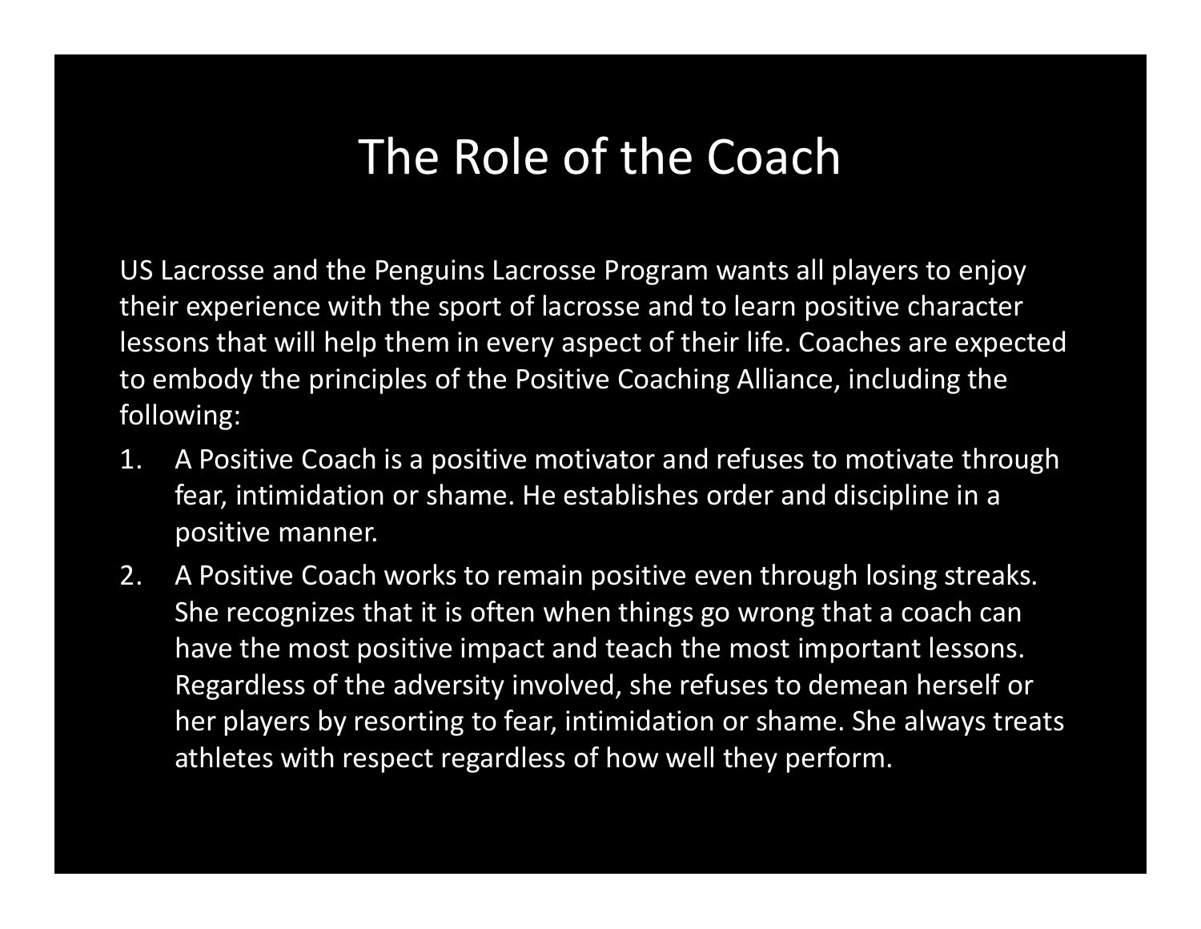# The Role of the Coach

US Lacrosse and the Penguins Lacrosse Program wants all players to enjoy their experience with the sport of lacrosse and to learn positive character lessons that will help them in every aspect of their life. Coaches are expected to embody the principles of the Positive Coaching Alliance, including the following:

1. A Positive Coach is a positive motivator and refuses to motivate through fear, intimidation or shame. He establishes order and discipline in a positive manner.
2. A Positive Coach works to remain positive even through losing streaks. She recognizes that it is often when things go wrong that a coach can have the most positive impact and teach the most important lessons. Regardless of the adversity involved, she refuses to demean herself or her players by resorting to fear, intimidation or shame. She always treats athletes with respect regardless of how well they perform.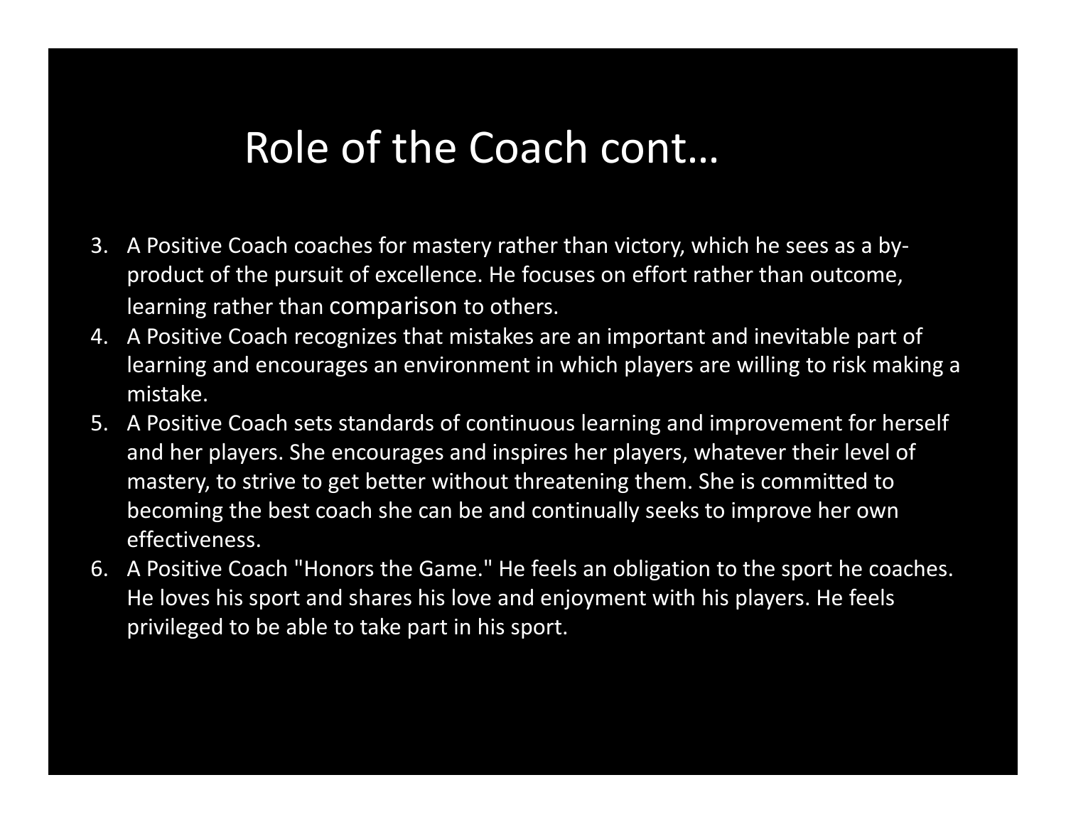# Role of the Coach cont…

3. A Positive Coach coaches for mastery rather than victory, which he sees as a by-product of the pursuit of excellence. He focuses on effort rather than outcome, learning rather than comparison to others.
4. A Positive Coach recognizes that mistakes are an important and inevitable part of learning and encourages an environment in which players are willing to risk making a mistake.
5. A Positive Coach sets standards of continuous learning and improvement for herself and her players. She encourages and inspires her players, whatever their level of mastery, to strive to get better without threatening them. She is committed to becoming the best coach she can be and continually seeks to improve her own effectiveness.
6. A Positive Coach "Honors the Game." He feels an obligation to the sport he coaches. He loves his sport and shares his love and enjoyment with his players. He feels privileged to be able to take part in his sport.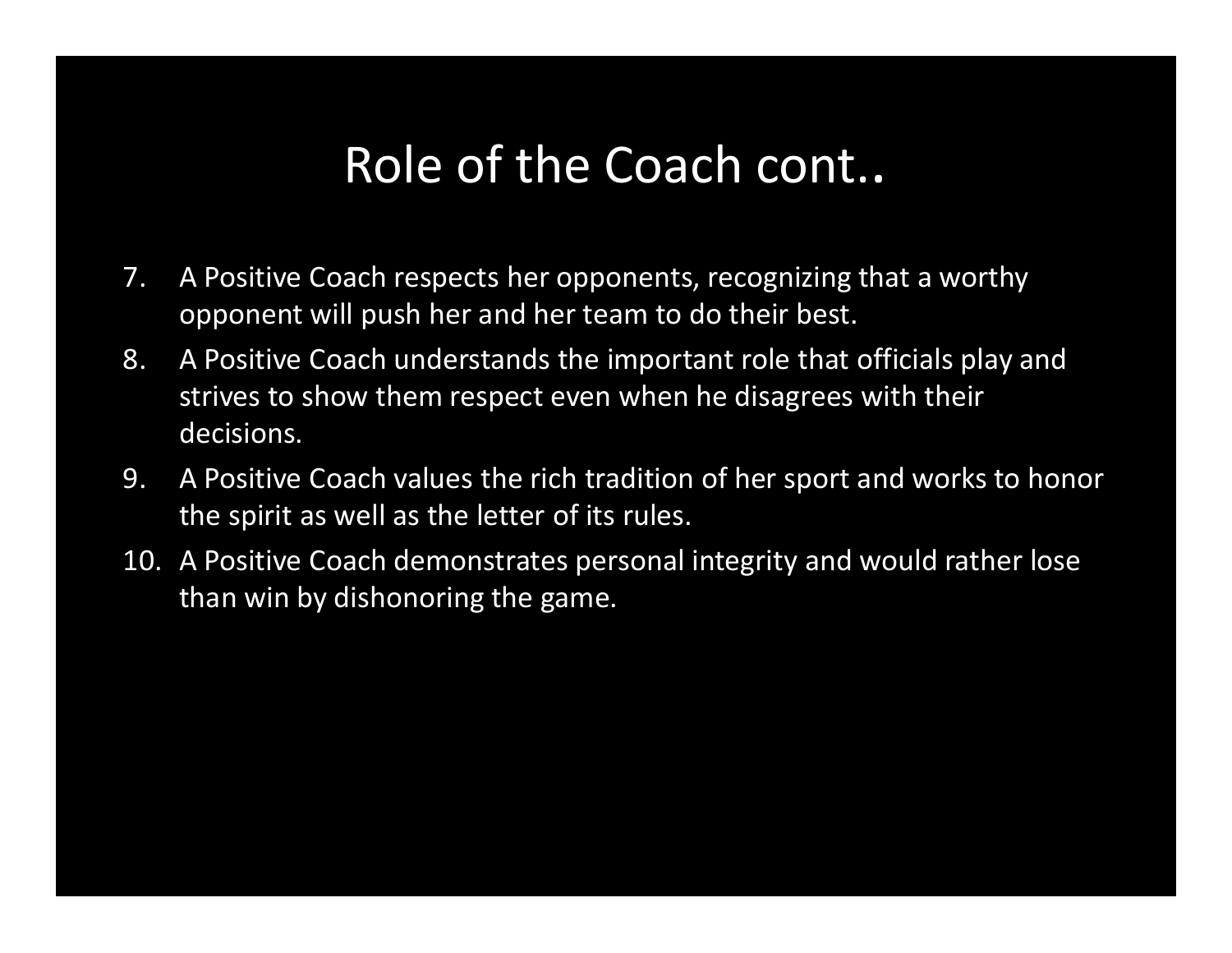# Role of the Coach cont..

7. A Positive Coach respects her opponents, recognizing that a worthy opponent will push her and her team to do their best.
8. A Positive Coach understands the important role that officials play and strives to show them respect even when he disagrees with their decisions.
9. A Positive Coach values the rich tradition of her sport and works to honor the spirit as well as the letter of its rules.
10. A Positive Coach demonstrates personal integrity and would rather lose than win by dishonoring the game.